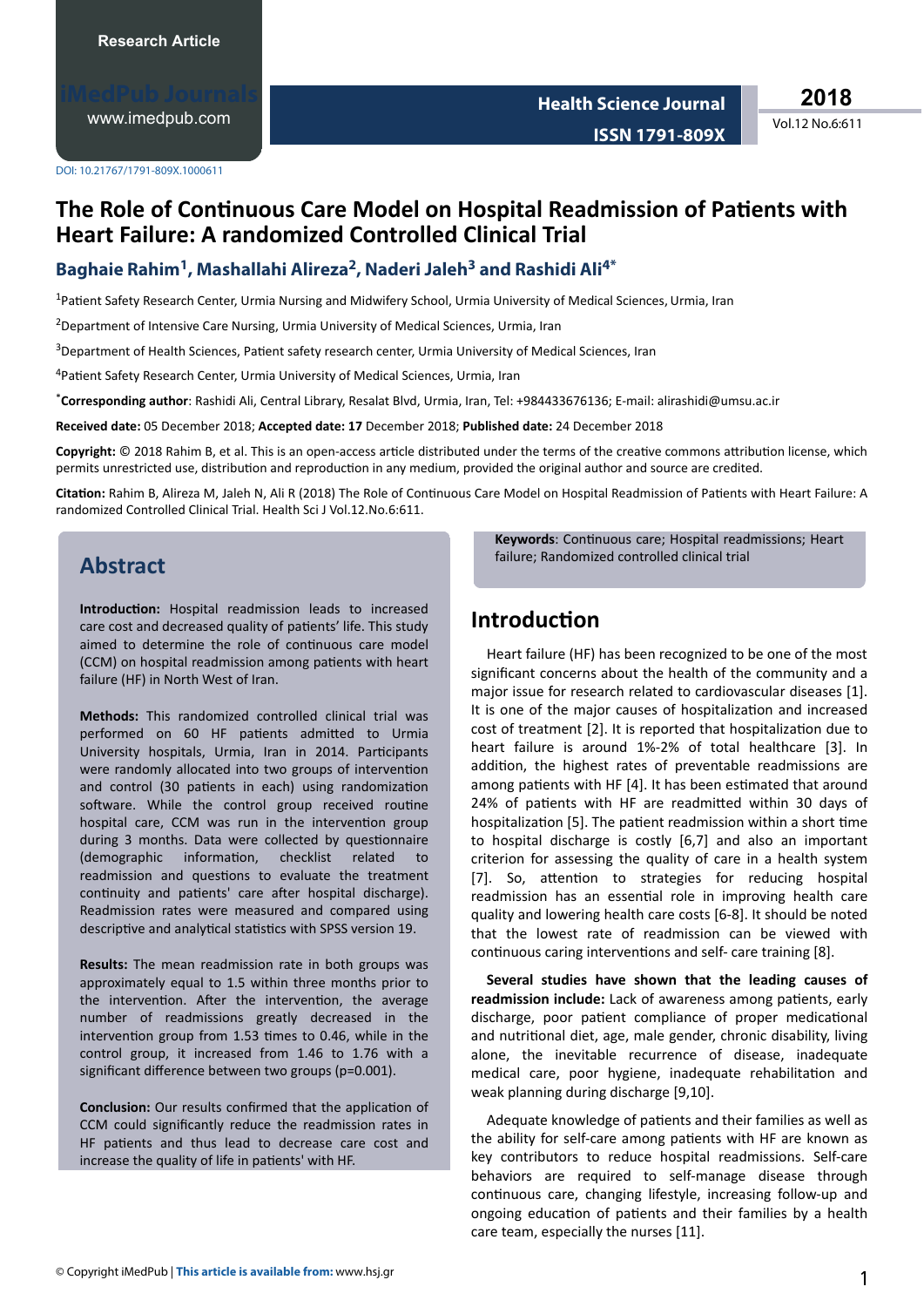Research Article

DOI: 10.21767/1791-809X.1000611

# The Role of Continuous Care Model on Hospital Readmission of Patients with Heart Failure: A randomized Controlled Clinical Trial

**Baghaie Rahim[1], Mashallahi Alireza[2], Naderi Jaleh[3] and Rashidi Ali[4*]**

[1]Patient Safety Research Center, Urmia Nursing and Midwifery School, Urmia University of Medical Sciences, Urmia, Iran

[2]Department of Intensive Care Nursing, Urmia University of Medical Sciences, Urmia, Iran

[3]Department of Health Sciences, Patient safety research center, Urmia University of Medical Sciences, Iran

[4]Patient Safety Research Center, Urmia University of Medical Sciences, Urmia, Iran

[*]**Corresponding author**: Rashidi Ali, Central Library, Resalat Blvd, Urmia, Iran, Tel: +984433676136; E-mail: alirashidi@umsu.ac.ir

**Received date:** 05 December 2018; **Accepted date: 17** December 2018; **Published date:** 24 December 2018

**Copyright:** © 2018 Rahim B, et al. This is an open-access article distributed under the terms of the creative commons attribution license, which permits unrestricted use, distribution and reproduction in any medium, provided the original author and source are credited.

**Citation:** Rahim B, Alireza M, Jaleh N, Ali R (2018) The Role of Continuous Care Model on Hospital Readmission of Patients with Heart Failure: A randomized Controlled Clinical Trial. Health Sci J Vol.12.No.6:611.

## Abstract

**Introduction:** Hospital readmission leads to increased care cost and decreased quality of patients' life. This study aimed to determine the role of continuous care model (CCM) on hospital readmission among patients with heart failure (HF) in North West of Iran.

**Methods:** This randomized controlled clinical trial was performed on 60 HF patients admitted to Urmia University hospitals, Urmia, Iran in 2014. Participants were randomly allocated into two groups of intervention and control (30 patients in each) using randomization software. While the control group received routine hospital care, CCM was run in the intervention group during 3 months. Data were collected by questionnaire (demographic information, checklist related to readmission and questions to evaluate the treatment continuity and patients' care after hospital discharge). Readmission rates were measured and compared using descriptive and analytical statistics with SPSS version 19.

**Results:** The mean readmission rate in both groups was approximately equal to 1.5 within three months prior to the intervention. After the intervention, the average number of readmissions greatly decreased in the intervention group from 1.53 times to 0.46, while in the control group, it increased from 1.46 to 1.76 with a significant difference between two groups (p=0.001).

**Conclusion:** Our results confirmed that the application of CCM could significantly reduce the readmission rates in HF patients and thus lead to decrease care cost and increase the quality of life in patients' with HF.

**Keywords**: Continuous care; Hospital readmissions; Heart failure; Randomized controlled clinical trial

## Introduction

Heart failure (HF) has been recognized to be one of the most significant concerns about the health of the community and a major issue for research related to cardiovascular diseases [1]. It is one of the major causes of hospitalization and increased cost of treatment [2]. It is reported that hospitalization due to heart failure is around 1%-2% of total healthcare [3]. In addition, the highest rates of preventable readmissions are among patients with HF [4]. It has been estimated that around 24% of patients with HF are readmitted within 30 days of hospitalization [5]. The patient readmission within a short time to hospital discharge is costly [6,7] and also an important criterion for assessing the quality of care in a health system [7]. So, attention to strategies for reducing hospital readmission has an essential role in improving health care quality and lowering health care costs [6-8]. It should be noted that the lowest rate of readmission can be viewed with continuous caring interventions and self- care training [8].

**Several studies have shown that the leading causes of readmission include:** Lack of awareness among patients, early discharge, poor patient compliance of proper medicational and nutritional diet, age, male gender, chronic disability, living alone, the inevitable recurrence of disease, inadequate medical care, poor hygiene, inadequate rehabilitation and weak planning during discharge [9,10].

Adequate knowledge of patients and their families as well as the ability for self-care among patients with HF are known as key contributors to reduce hospital readmissions. Self-care behaviors are required to self-manage disease through continuous care, changing lifestyle, increasing follow-up and ongoing education of patients and their families by a health care team, especially the nurses [11].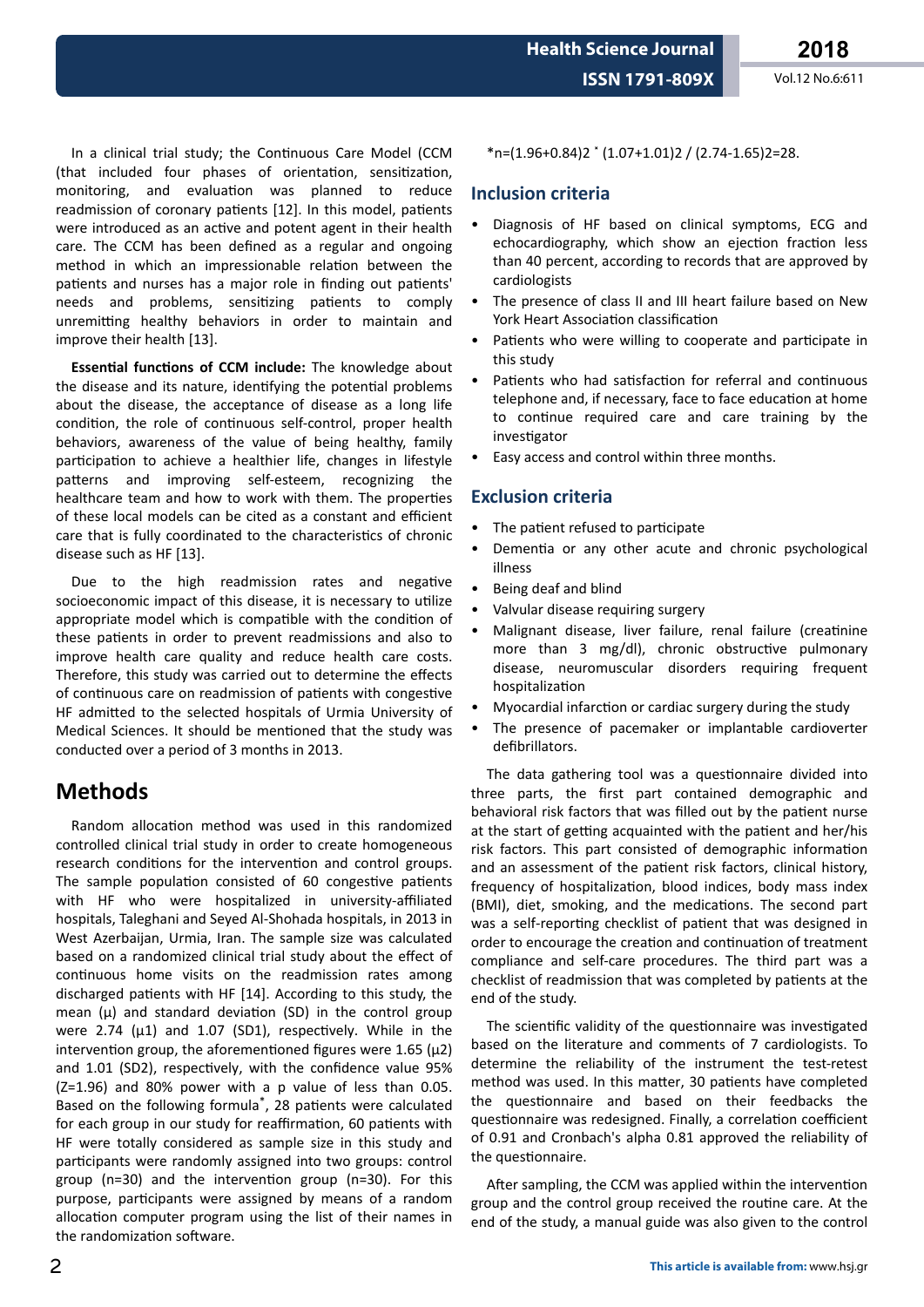In a clinical trial study; the Continuous Care Model (CCM (that included four phases of orientation, sensitization, monitoring, and evaluation was planned to reduce readmission of coronary patients [12]. In this model, patients were introduced as an active and potent agent in their health care. The CCM has been defined as a regular and ongoing method in which an impressionable relation between the patients and nurses has a major role in finding out patients' needs and problems, sensitizing patients to comply unremitting healthy behaviors in order to maintain and improve their health [13].

**Essential functions of CCM include:** The knowledge about the disease and its nature, identifying the potential problems about the disease, the acceptance of disease as a long life condition, the role of continuous self-control, proper health behaviors, awareness of the value of being healthy, family participation to achieve a healthier life, changes in lifestyle patterns and improving self-esteem, recognizing the healthcare team and how to work with them. The properties of these local models can be cited as a constant and efficient care that is fully coordinated to the characteristics of chronic disease such as HF [13].

Due to the high readmission rates and negative socioeconomic impact of this disease, it is necessary to utilize appropriate model which is compatible with the condition of these patients in order to prevent readmissions and also to improve health care quality and reduce health care costs. Therefore, this study was carried out to determine the effects of continuous care on readmission of patients with congestive HF admitted to the selected hospitals of Urmia University of Medical Sciences. It should be mentioned that the study was conducted over a period of 3 months in 2013.

# Methods

Random allocation method was used in this randomized controlled clinical trial study in order to create homogeneous research conditions for the intervention and control groups. The sample population consisted of 60 congestive patients with HF who were hospitalized in university-affiliated hospitals, Taleghani and Seyed Al-Shohada hospitals, in 2013 in West Azerbaijan, Urmia, Iran. The sample size was calculated based on a randomized clinical trial study about the effect of continuous home visits on the readmission rates among discharged patients with HF [14]. According to this study, the mean (μ) and standard deviation (SD) in the control group were 2.74 ($\mu 1$) and 1.07 (SD1), respectively. While in the intervention group, the aforementioned figures were 1.65 ($\mu 2$) and 1.01 (SD2), respectively, with the confidence value 95% (Z=1.96) and 80% power with a p value of less than 0.05. Based on the following formula*, 28 patients were calculated for each group in our study for reaffirmation, 60 patients with HF were totally considered as sample size in this study and participants were randomly assigned into two groups: control group (n=30) and the intervention group (n=30). For this purpose, participants were assigned by means of a random allocation computer program using the list of their names in the randomization software.

*n=(1.96+0.84)2 * (1.07+1.01)2 / (2.74-1.65)2=28.

## Inclusion criteria

- Diagnosis of HF based on clinical symptoms, ECG and echocardiography, which show an ejection fraction less than 40 percent, according to records that are approved by cardiologists
- The presence of class II and III heart failure based on New York Heart Association classification
- Patients who were willing to cooperate and participate in this study
- Patients who had satisfaction for referral and continuous telephone and, if necessary, face to face education at home to continue required care and care training by the investigator
- Easy access and control within three months.

## Exclusion criteria

- The patient refused to participate
- Dementia or any other acute and chronic psychological illness
- Being deaf and blind
- Valvular disease requiring surgery
- Malignant disease, liver failure, renal failure (creatinine more than 3 mg/dl), chronic obstructive pulmonary disease, neuromuscular disorders requiring frequent hospitalization
- Myocardial infarction or cardiac surgery during the study
- The presence of pacemaker or implantable cardioverter defibrillators.

The data gathering tool was a questionnaire divided into three parts, the first part contained demographic and behavioral risk factors that was filled out by the patient nurse at the start of getting acquainted with the patient and her/his risk factors. This part consisted of demographic information and an assessment of the patient risk factors, clinical history, frequency of hospitalization, blood indices, body mass index (BMI), diet, smoking, and the medications. The second part was a self-reporting checklist of patient that was designed in order to encourage the creation and continuation of treatment compliance and self-care procedures. The third part was a checklist of readmission that was completed by patients at the end of the study.

The scientific validity of the questionnaire was investigated based on the literature and comments of 7 cardiologists. To determine the reliability of the instrument the test-retest method was used. In this matter, 30 patients have completed the questionnaire and based on their feedbacks the questionnaire was redesigned. Finally, a correlation coefficient of 0.91 and Cronbach's alpha 0.81 approved the reliability of the questionnaire.

After sampling, the CCM was applied within the intervention group and the control group received the routine care. At the end of the study, a manual guide was also given to the control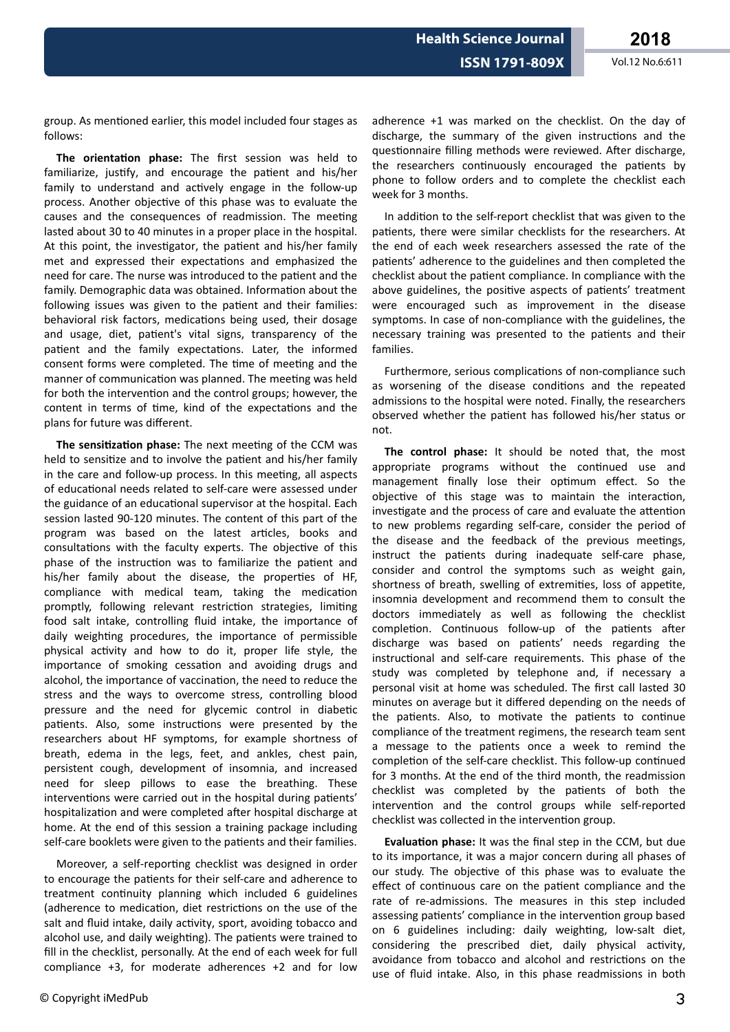group. As mentioned earlier, this model included four stages as follows:

**The orientation phase:** The first session was held to familiarize, justify, and encourage the patient and his/her family to understand and actively engage in the follow-up process. Another objective of this phase was to evaluate the causes and the consequences of readmission. The meeting lasted about 30 to 40 minutes in a proper place in the hospital. At this point, the investigator, the patient and his/her family met and expressed their expectations and emphasized the need for care. The nurse was introduced to the patient and the family. Demographic data was obtained. Information about the following issues was given to the patient and their families: behavioral risk factors, medications being used, their dosage and usage, diet, patient's vital signs, transparency of the patient and the family expectations. Later, the informed consent forms were completed. The time of meeting and the manner of communication was planned. The meeting was held for both the intervention and the control groups; however, the content in terms of time, kind of the expectations and the plans for future was different.

**The sensitization phase:** The next meeting of the CCM was held to sensitize and to involve the patient and his/her family in the care and follow-up process. In this meeting, all aspects of educational needs related to self-care were assessed under the guidance of an educational supervisor at the hospital. Each session lasted 90-120 minutes. The content of this part of the program was based on the latest articles, books and consultations with the faculty experts. The objective of this phase of the instruction was to familiarize the patient and his/her family about the disease, the properties of HF, compliance with medical team, taking the medication promptly, following relevant restriction strategies, limiting food salt intake, controlling fluid intake, the importance of daily weighting procedures, the importance of permissible physical activity and how to do it, proper life style, the importance of smoking cessation and avoiding drugs and alcohol, the importance of vaccination, the need to reduce the stress and the ways to overcome stress, controlling blood pressure and the need for glycemic control in diabetic patients. Also, some instructions were presented by the researchers about HF symptoms, for example shortness of breath, edema in the legs, feet, and ankles, chest pain, persistent cough, development of insomnia, and increased need for sleep pillows to ease the breathing. These interventions were carried out in the hospital during patients' hospitalization and were completed after hospital discharge at home. At the end of this session a training package including self-care booklets were given to the patients and their families.

Moreover, a self-reporting checklist was designed in order to encourage the patients for their self-care and adherence to treatment continuity planning which included 6 guidelines (adherence to medication, diet restrictions on the use of the salt and fluid intake, daily activity, sport, avoiding tobacco and alcohol use, and daily weighting). The patients were trained to fill in the checklist, personally. At the end of each week for full compliance +3, for moderate adherences +2 and for low adherence +1 was marked on the checklist. On the day of discharge, the summary of the given instructions and the questionnaire filling methods were reviewed. After discharge, the researchers continuously encouraged the patients by phone to follow orders and to complete the checklist each week for 3 months.

In addition to the self-report checklist that was given to the patients, there were similar checklists for the researchers. At the end of each week researchers assessed the rate of the patients' adherence to the guidelines and then completed the checklist about the patient compliance. In compliance with the above guidelines, the positive aspects of patients' treatment were encouraged such as improvement in the disease symptoms. In case of non-compliance with the guidelines, the necessary training was presented to the patients and their families.

Furthermore, serious complications of non-compliance such as worsening of the disease conditions and the repeated admissions to the hospital were noted. Finally, the researchers observed whether the patient has followed his/her status or not.

**The control phase:** It should be noted that, the most appropriate programs without the continued use and management finally lose their optimum effect. So the objective of this stage was to maintain the interaction, investigate and the process of care and evaluate the attention to new problems regarding self-care, consider the period of the disease and the feedback of the previous meetings, instruct the patients during inadequate self-care phase, consider and control the symptoms such as weight gain, shortness of breath, swelling of extremities, loss of appetite, insomnia development and recommend them to consult the doctors immediately as well as following the checklist completion. Continuous follow-up of the patients after discharge was based on patients' needs regarding the instructional and self-care requirements. This phase of the study was completed by telephone and, if necessary a personal visit at home was scheduled. The first call lasted 30 minutes on average but it differed depending on the needs of the patients. Also, to motivate the patients to continue compliance of the treatment regimens, the research team sent a message to the patients once a week to remind the completion of the self-care checklist. This follow-up continued for 3 months. At the end of the third month, the readmission checklist was completed by the patients of both the intervention and the control groups while self-reported checklist was collected in the intervention group.

**Evaluation phase:** It was the final step in the CCM, but due to its importance, it was a major concern during all phases of our study. The objective of this phase was to evaluate the effect of continuous care on the patient compliance and the rate of re-admissions. The measures in this step included assessing patients' compliance in the intervention group based on 6 guidelines including: daily weighting, low-salt diet, considering the prescribed diet, daily physical activity, avoidance from tobacco and alcohol and restrictions on the use of fluid intake. Also, in this phase readmissions in both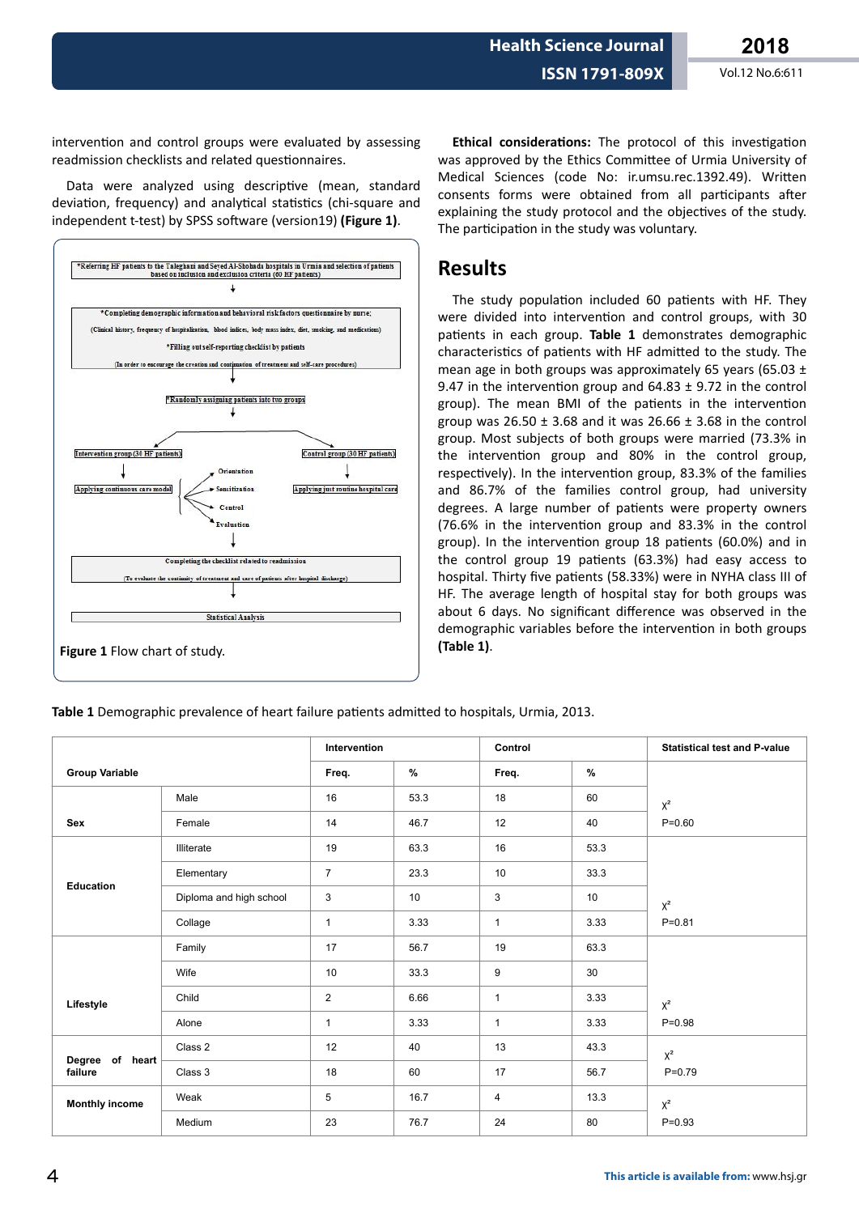intervention and control groups were evaluated by assessing readmission checklists and related questionnaires.

Data were analyzed using descriptive (mean, standard deviation, frequency) and analytical statistics (chi-square and independent t-test) by SPSS software (version19) **(Figure 1)**.

*Referring HF patients to the Taleghani and Seyed Al-Shohada hospitals in Urmia and selection of patients based on inclusion and exclusion criteria (60 HF patients)

↓

*Completing demographic information and behavioral risk factors questionnaire by nurse; (Clinical history, frequency of hospitalization, blood indices, body mass index, diet, smoking, and medications)

*Filling out self-reporting checklist by patients

(In order to encourage the creation and continuation of treatment and self-care procedures)

↓

*Randomly assigning patients into two groups

Intervention group (30 HF patients) → Applying continuous care model (Orientation, Sensitization, Control, Evaluation)

Control group (30 HF patients) → Applying just routine hospital care

↓

Completing the checklist related to readmission

(To evaluate the continuity of treatment and care of patients after hospital discharge)

↓

Statistical Analysis

**Figure 1** Flow chart of study.

**Ethical considerations:** The protocol of this investigation was approved by the Ethics Committee of Urmia University of Medical Sciences (code No: ir.umsu.rec.1392.49). Written consents forms were obtained from all participants after explaining the study protocol and the objectives of the study. The participation in the study was voluntary.

# Results

The study population included 60 patients with HF. They were divided into intervention and control groups, with 30 patients in each group. **Table 1** demonstrates demographic characteristics of patients with HF admitted to the study. The mean age in both groups was approximately 65 years (65.03 ± 9.47 in the intervention group and 64.83 ± 9.72 in the control group). The mean BMI of the patients in the intervention group was 26.50 ± 3.68 and it was 26.66 ± 3.68 in the control group. Most subjects of both groups were married (73.3% in the intervention group and 80% in the control group, respectively). In the intervention group, 83.3% of the families and 86.7% of the families control group, had university degrees. A large number of patients were property owners (76.6% in the intervention group and 83.3% in the control group). In the intervention group 18 patients (60.0%) and in the control group 19 patients (63.3%) had easy access to hospital. Thirty five patients (58.33%) were in NYHA class III of HF. The average length of hospital stay for both groups was about 6 days. No significant difference was observed in the demographic variables before the intervention in both groups **(Table 1)**.

**Table 1** Demographic prevalence of heart failure patients admitted to hospitals, Urmia, 2013.

| Group Variable | | Intervention | | Control | | Statistical test and P-value |
|---|---|---|---|---|---|---|
| | | Freq. | % | Freq. | % | |
| Sex | Male | 16 | 53.3 | 18 | 60 | $\chi^2$ P=0.60 |
| | Female | 14 | 46.7 | 12 | 40 | |
| Education | Illiterate | 19 | 63.3 | 16 | 53.3 | $\chi^2$ P=0.81 |
| | Elementary | 7 | 23.3 | 10 | 33.3 | |
| | Diploma and high school | 3 | 10 | 3 | 10 | |
| | Collage | 1 | 3.33 | 1 | 3.33 | |
| Lifestyle | Family | 17 | 56.7 | 19 | 63.3 | $\chi^2$ P=0.98 |
| | Wife | 10 | 33.3 | 9 | 30 | |
| | Child | 2 | 6.66 | 1 | 3.33 | |
| | Alone | 1 | 3.33 | 1 | 3.33 | |
| Degree of heart failure | Class 2 | 12 | 40 | 13 | 43.3 | $\chi^2$ P=0.79 |
| | Class 3 | 18 | 60 | 17 | 56.7 | |
| Monthly income | Weak | 5 | 16.7 | 4 | 13.3 | $\chi^2$ P=0.93 |
| | Medium | 23 | 76.7 | 24 | 80 | |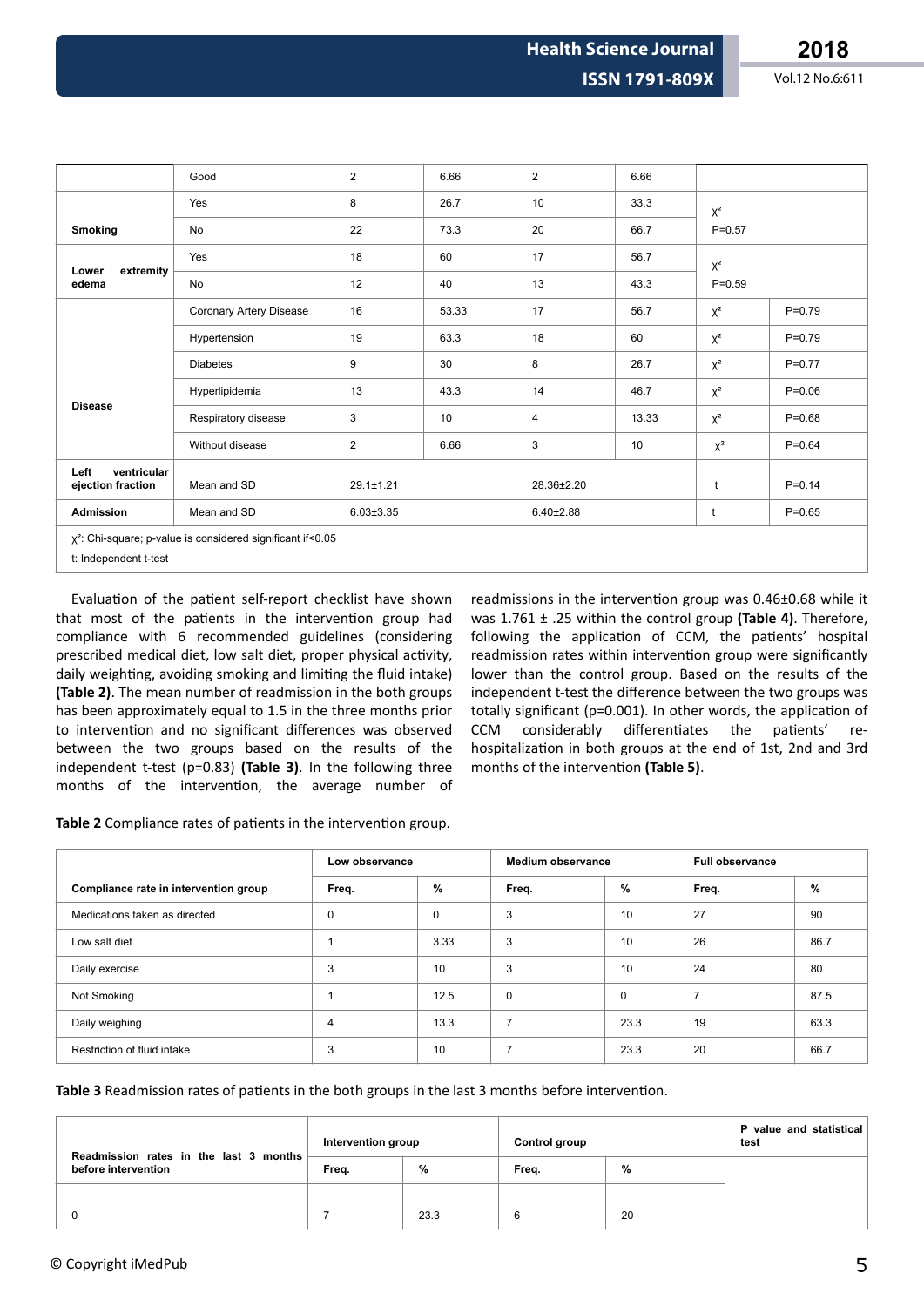| | Good | 2 | 6.66 | 2 | 6.66 | | |
|---|---|---|---|---|---|---|---|
| Smoking | Yes | 8 | 26.7 | 10 | 33.3 | $\chi^2$ P=0.57 | |
| | No | 22 | 73.3 | 20 | 66.7 | | |
| Lower extremity edema | Yes | 18 | 60 | 17 | 56.7 | $\chi^2$ P=0.59 | |
| | No | 12 | 40 | 13 | 43.3 | | |
| Disease | Coronary Artery Disease | 16 | 53.33 | 17 | 56.7 | $\chi^2$ | P=0.79 |
| | Hypertension | 19 | 63.3 | 18 | 60 | $\chi^2$ | P=0.79 |
| | Diabetes | 9 | 30 | 8 | 26.7 | $\chi^2$ | P=0.77 |
| | Hyperlipidemia | 13 | 43.3 | 14 | 46.7 | $\chi^2$ | P=0.06 |
| | Respiratory disease | 3 | 10 | 4 | 13.33 | $\chi^2$ | P=0.68 |
| | Without disease | 2 | 6.66 | 3 | 10 | $\chi^2$ | P=0.64 |
| Left ventricular ejection fraction | Mean and SD | 29.1±1.21 | | 28.36±2.20 | | t | P=0.14 |
| Admission | Mean and SD | 6.03±3.35 | | 6.40±2.88 | | t | P=0.65 |

$\chi^2$: Chi-square; p-value is considered significant if<0.05

t: Independent t-test

Evaluation of the patient self-report checklist have shown that most of the patients in the intervention group had compliance with 6 recommended guidelines (considering prescribed medical diet, low salt diet, proper physical activity, daily weighting, avoiding smoking and limiting the fluid intake) **(Table 2)**. The mean number of readmission in the both groups has been approximately equal to 1.5 in the three months prior to intervention and no significant differences was observed between the two groups based on the results of the independent t-test (p=0.83) **(Table 3)**. In the following three months of the intervention, the average number of readmissions in the intervention group was 0.46±0.68 while it was 1.761 ± .25 within the control group **(Table 4)**. Therefore, following the application of CCM, the patients' hospital readmission rates within intervention group were significantly lower than the control group. Based on the results of the independent t-test the difference between the two groups was totally significant (p=0.001). In other words, the application of CCM considerably differentiates the patients' re-hospitalization in both groups at the end of 1st, 2nd and 3rd months of the intervention **(Table 5)**.

**Table 2** Compliance rates of patients in the intervention group.

| Compliance rate in intervention group | Low observance | | Medium observance | | Full observance | |
|---|---|---|---|---|---|---|
| | Freq. | % | Freq. | % | Freq. | % |
| Medications taken as directed | 0 | 0 | 3 | 10 | 27 | 90 |
| Low salt diet | 1 | 3.33 | 3 | 10 | 26 | 86.7 |
| Daily exercise | 3 | 10 | 3 | 10 | 24 | 80 |
| Not Smoking | 1 | 12.5 | 0 | 0 | 7 | 87.5 |
| Daily weighing | 4 | 13.3 | 7 | 23.3 | 19 | 63.3 |
| Restriction of fluid intake | 3 | 10 | 7 | 23.3 | 20 | 66.7 |

**Table 3** Readmission rates of patients in the both groups in the last 3 months before intervention.

| Readmission rates in the last 3 months before intervention | Intervention group | | Control group | | P value and statistical test |
|---|---|---|---|---|---|
| | Freq. | % | Freq. | % | |
| 0 | 7 | 23.3 | 6 | 20 | |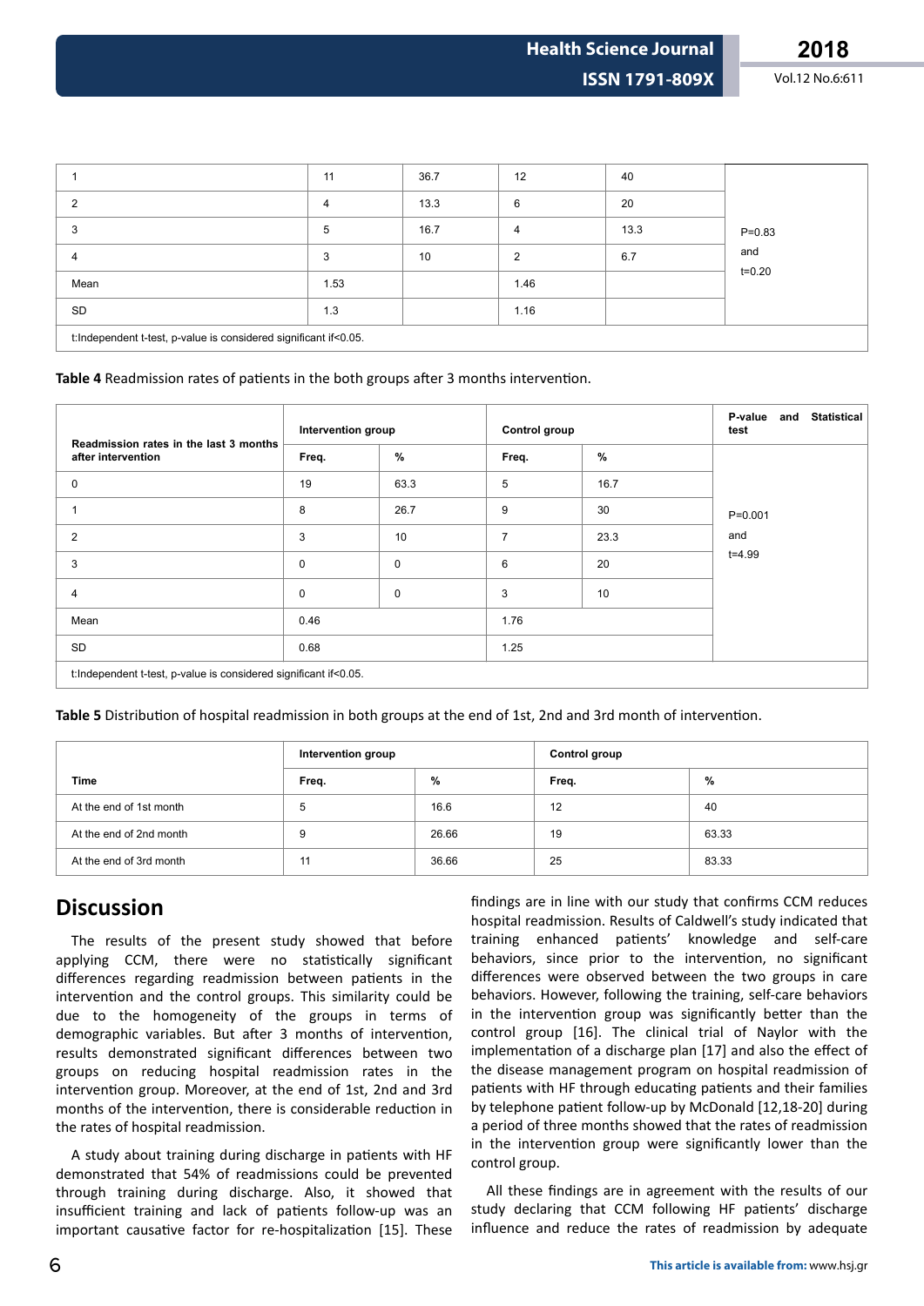| 1 | 11 | 36.7 | 12 | 40 | P=0.83 and t=0.20 |
|---|---|---|---|---|---|
| 2 | 4 | 13.3 | 6 | 20 | |
| 3 | 5 | 16.7 | 4 | 13.3 | |
| 4 | 3 | 10 | 2 | 6.7 | |
| Mean | 1.53 | | 1.46 | | |
| SD | 1.3 | | 1.16 | | |
| t:Independent t-test, p-value is considered significant if<0.05. | | | | | |

**Table 4** Readmission rates of patients in the both groups after 3 months intervention.

| Readmission rates in the last 3 months after intervention | Intervention group | | Control group | | P-value and Statistical test |
|---|---|---|---|---|---|
| | Freq. | % | Freq. | % | |
| 0 | 19 | 63.3 | 5 | 16.7 | P=0.001 and t=4.99 |
| 1 | 8 | 26.7 | 9 | 30 | |
| 2 | 3 | 10 | 7 | 23.3 | |
| 3 | 0 | 0 | 6 | 20 | |
| 4 | 0 | 0 | 3 | 10 | |
| Mean | 0.46 | | 1.76 | | |
| SD | 0.68 | | 1.25 | | |
| t:Independent t-test, p-value is considered significant if<0.05. | | | | | |

**Table 5** Distribution of hospital readmission in both groups at the end of 1st, 2nd and 3rd month of intervention.

| Time | Intervention group | | Control group | |
|---|---|---|---|---|
| | Freq. | % | Freq. | % |
| At the end of 1st month | 5 | 16.6 | 12 | 40 |
| At the end of 2nd month | 9 | 26.66 | 19 | 63.33 |
| At the end of 3rd month | 11 | 36.66 | 25 | 83.33 |

## Discussion

The results of the present study showed that before applying CCM, there were no statistically significant differences regarding readmission between patients in the intervention and the control groups. This similarity could be due to the homogeneity of the groups in terms of demographic variables. But after 3 months of intervention, results demonstrated significant differences between two groups on reducing hospital readmission rates in the intervention group. Moreover, at the end of 1st, 2nd and 3rd months of the intervention, there is considerable reduction in the rates of hospital readmission.

A study about training during discharge in patients with HF demonstrated that 54% of readmissions could be prevented through training during discharge. Also, it showed that insufficient training and lack of patients follow-up was an important causative factor for re-hospitalization [15]. These findings are in line with our study that confirms CCM reduces hospital readmission. Results of Caldwell's study indicated that training enhanced patients' knowledge and self-care behaviors, since prior to the intervention, no significant differences were observed between the two groups in care behaviors. However, following the training, self-care behaviors in the intervention group was significantly better than the control group [16]. The clinical trial of Naylor with the implementation of a discharge plan [17] and also the effect of the disease management program on hospital readmission of patients with HF through educating patients and their families by telephone patient follow-up by McDonald [12,18-20] during a period of three months showed that the rates of readmission in the intervention group were significantly lower than the control group.

All these findings are in agreement with the results of our study declaring that CCM following HF patients' discharge influence and reduce the rates of readmission by adequate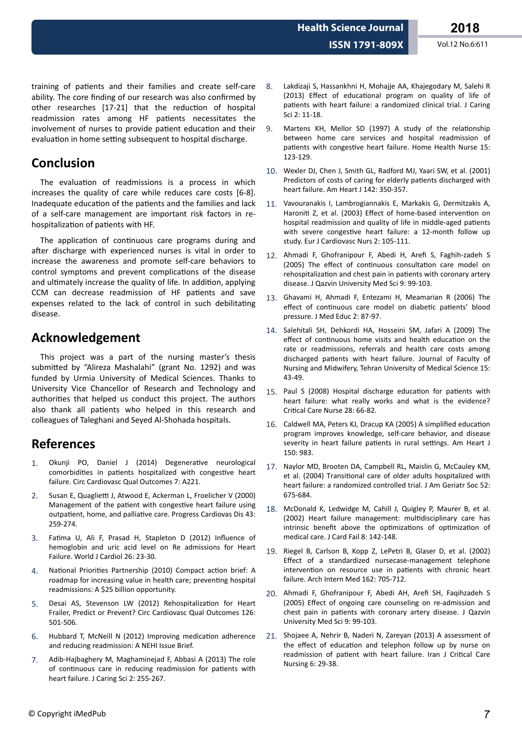training of patients and their families and create self-care ability. The core finding of our research was also confirmed by other researches [17-21] that the reduction of hospital readmission rates among HF patients necessitates the involvement of nurses to provide patient education and their evaluation in home setting subsequent to hospital discharge.

## Conclusion

The evaluation of readmissions is a process in which increases the quality of care while reduces care costs [6-8]. Inadequate education of the patients and the families and lack of a self-care management are important risk factors in re-hospitalization of patients with HF.

The application of continuous care programs during and after discharge with experienced nurses is vital in order to increase the awareness and promote self-care behaviors to control symptoms and prevent complications of the disease and ultimately increase the quality of life. In addition, applying CCM can decrease readmission of HF patients and save expenses related to the lack of control in such debilitating disease.

## Acknowledgement

This project was a part of the nursing master's thesis submitted by "Alireza Mashalahi" (grant No. 1292) and was funded by Urmia University of Medical Sciences. Thanks to University Vice Chancellor of Research and Technology and authorities that helped us conduct this project. The authors also thank all patients who helped in this research and colleagues of Taleghani and Seyed Al-Shohada hospitals.

## References

1. Okunji PO, Daniel J (2014) Degenerative neurological comorbidities in patients hospitalized with congestive heart failure. Circ Cardiovasc Qual Outcomes 7: A221.
2. Susan E, Quaglietti J, Atwood E, Ackerman L, Froelicher V (2000) Management of the patient with congestive heart failure using outpatient, home, and palliative care. Progress Cardiovas Dis 43: 259-274.
3. Fatima U, Ali F, Prasad H, Stapleton D (2012) Influence of hemoglobin and uric acid level on Re admissions for Heart Failure. World J Cardiol 26: 23-30.
4. National Priorities Partnership (2010) Compact action brief: A roadmap for increasing value in health care; preventing hospital readmissions: A $25 billion opportunity.
5. Desai AS, Stevenson LW (2012) Rehospitalization for Heart Frailer, Predict or Prevent? Circ Cardiovasc Qual Outcomes 126: 501-506.
6. Hubbard T, McNeill N (2012) Improving medication adherence and reducing readmission: A NEHI Issue Brief.
7. Adib-Hajbaghery M, Maghaminejad F, Abbasi A (2013) The role of continuous care in reducing readmission for patients with heart failure. J Caring Sci 2: 255-267.
8. Lakdizaji S, Hassankhni H, Mohajje AA, Khajegodary M, Salehi R (2013) Effect of educational program on quality of life of patients with heart failure: a randomized clinical trial. J Caring Sci 2: 11-18.
9. Martens KH, Mellor SD (1997) A study of the relationship between home care services and hospital readmission of patients with congestive heart failure. Home Health Nurse 15: 123-129.
10. Wexler DJ, Chen J, Smith GL, Radford MJ, Yaari SW, et al. (2001) Predictors of costs of caring for elderly patients discharged with heart failure. Am Heart J 142: 350-357.
11. Vavouranakis I, Lambrogiannakis E, Markakis G, Dermitzakis A, Haroniti Z, et al. (2003) Effect of home-based intervention on hospital readmission and quality of life in middle-aged patients with severe congestive heart failure: a 12-month follow up study. Eur J Cardiovasc Nurs 2: 105-111.
12. Ahmadi F, Ghofranipour F, Abedi H, Arefi S, Faghih-zadeh S (2005) The effect of continuous consultation care model on rehospitalization and chest pain in patients with coronary artery disease. J Qazvin University Med Sci 9: 99-103.
13. Ghavami H, Ahmadi F, Entezami H, Meamarian R (2006) The effect of continuous care model on diabetic patients' blood pressure. J Med Educ 2: 87-97.
14. Salehitali SH, Dehkordi HA, Hosseini SM, Jafari A (2009) The effect of continuous home visits and health education on the rate or readmissions, referrals and health care costs among discharged patients with heart failure. Journal of Faculty of Nursing and Midwifery, Tehran University of Medical Science 15: 43-49.
15. Paul S (2008) Hospital discharge education for patients with heart failure: what really works and what is the evidence? Critical Care Nurse 28: 66-82.
16. Caldwell MA, Peters KJ, Dracup KA (2005) A simplified education program improves knowledge, self-care behavior, and disease severity in heart failure patients in rural settings. Am Heart J 150: 983.
17. Naylor MD, Brooten DA, Campbell RL, Maislin G, McCauley KM, et al. (2004) Transitional care of older adults hospitalized with heart failure: a randomized controlled trial. J Am Geriatr Soc 52: 675-684.
18. McDonald K, Ledwidge M, Cahill J, Quigley P, Maurer B, et al. (2002) Heart failure management: multidisciplinary care has intrinsic benefit above the optimizations of optimization of medical care. J Card Fail 8: 142-148.
19. Riegel B, Carlson B, Kopp Z, LePetri B, Glaser D, et al. (2002) Effect of a standardized nursecase-management telephone intervention on resource use in patients with chronic heart failure. Arch Intern Med 162: 705-712.
20. Ahmadi F, Ghofranipour F, Abedi AH, Arefi SH, Faqihzadeh S (2005) Effect of ongoing care counseling on re-admission and chest pain in patients with coronary artery disease. J Qazvin University Med Sci 9: 99-103.
21. Shojaee A, Nehrir B, Naderi N, Zareyan (2013) A assessment of the effect of education and telephon follow up by nurse on readmission of patient with heart failure. Iran J Critical Care Nursing 6: 29-38.